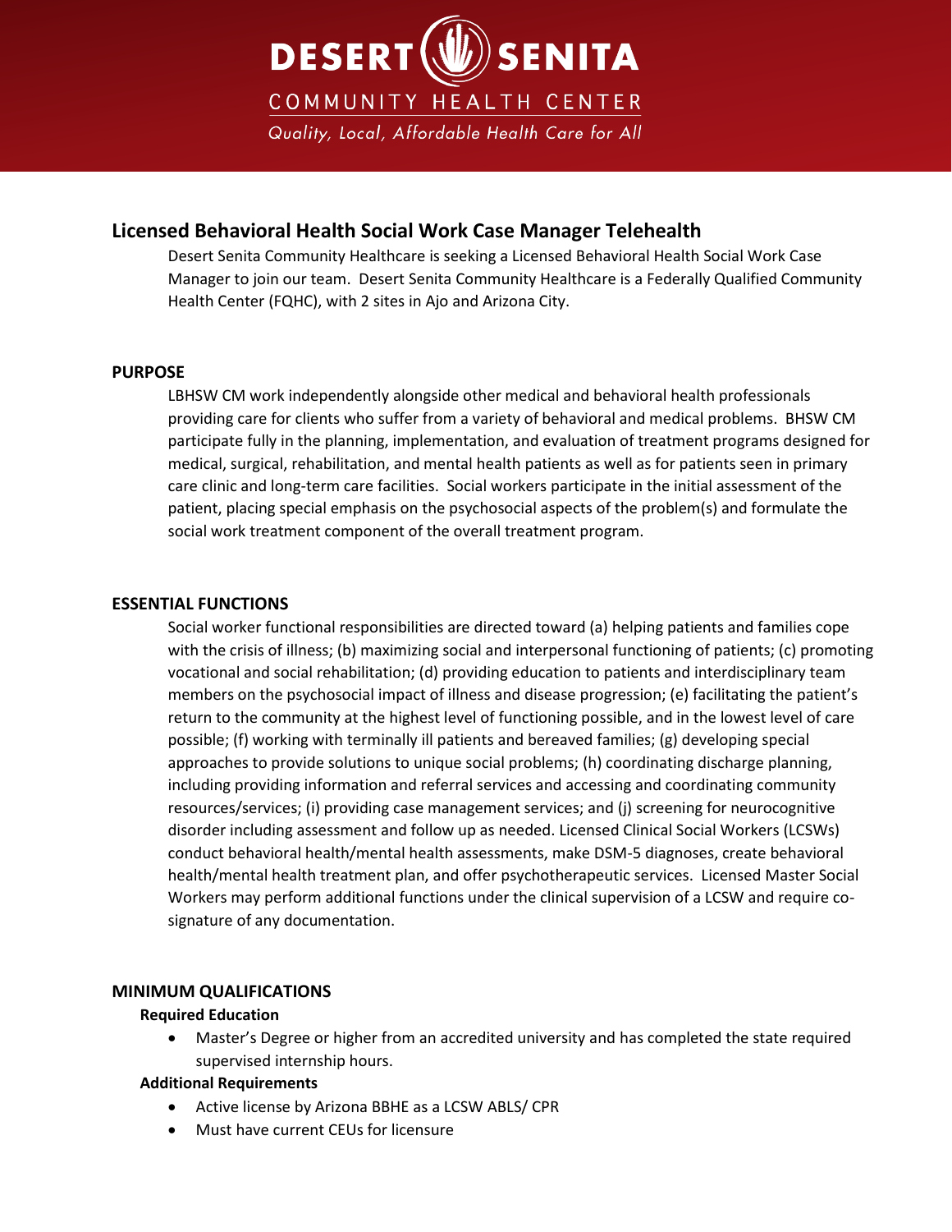# DESERT SENITA

COMMUNITY HEALTH CENTER

*Quality, Local, Affordable Health Care for All*

## Licensed Behavioral Health Social Work Case Manager Telehealth

Desert Senita Community Healthcare is seeking a Licensed Behavioral Health Social Work Case Manager to join our team. Desert Senita Community Healthcare is a Federally Qualified Community Health Center (FQHC), with 2 sites in Ajo and Arizona City.

### PURPOSE

LBHSW CM work independently alongside other medical and behavioral health professionals providing care for clients who suffer from a variety of behavioral and medical problems. BHSW CM participate fully in the planning, implementation, and evaluation of treatment programs designed for medical, surgical, rehabilitation, and mental health patients as well as for patients seen in primary care clinic and long-term care facilities. Social workers participate in the initial assessment of the patient, placing special emphasis on the psychosocial aspects of the problem(s) and formulate the social work treatment component of the overall treatment program.

### ESSENTIAL FUNCTIONS

Social worker functional responsibilities are directed toward (a) helping patients and families cope with the crisis of illness; (b) maximizing social and interpersonal functioning of patients; (c) promoting vocational and social rehabilitation; (d) providing education to patients and interdisciplinary team members on the psychosocial impact of illness and disease progression; (e) facilitating the patient's return to the community at the highest level of functioning possible, and in the lowest level of care possible; (f) working with terminally ill patients and bereaved families; (g) developing special approaches to provide solutions to unique social problems; (h) coordinating discharge planning, including providing information and referral services and accessing and coordinating community resources/services; (i) providing case management services; and (j) screening for neurocognitive disorder including assessment and follow up as needed. Licensed Clinical Social Workers (LCSWs) conduct behavioral health/mental health assessments, make DSM-5 diagnoses, create behavioral health/mental health treatment plan, and offer psychotherapeutic services. Licensed Master Social Workers may perform additional functions under the clinical supervision of a LCSW and require co-signature of any documentation.

### MINIMUM QUALIFICATIONS

**Required Education**

- Master's Degree or higher from an accredited university and has completed the state required supervised internship hours.

**Additional Requirements**

- Active license by Arizona BBHE as a LCSW ABLS/ CPR
- Must have current CEUs for licensure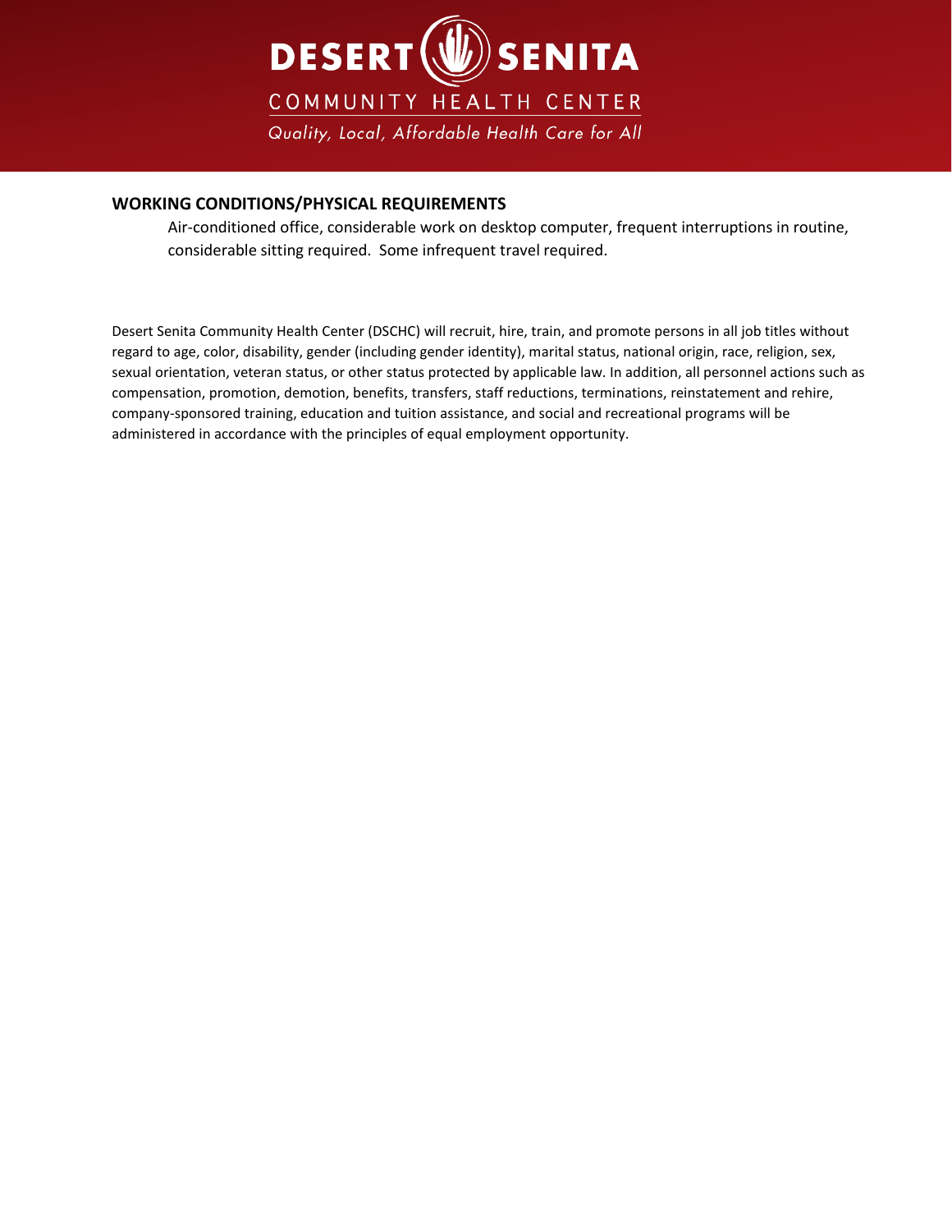## WORKING CONDITIONS/PHYSICAL REQUIREMENTS

Air-conditioned office, considerable work on desktop computer, frequent interruptions in routine, considerable sitting required. Some infrequent travel required.

Desert Senita Community Health Center (DSCHC) will recruit, hire, train, and promote persons in all job titles without regard to age, color, disability, gender (including gender identity), marital status, national origin, race, religion, sex, sexual orientation, veteran status, or other status protected by applicable law. In addition, all personnel actions such as compensation, promotion, demotion, benefits, transfers, staff reductions, terminations, reinstatement and rehire, company-sponsored training, education and tuition assistance, and social and recreational programs will be administered in accordance with the principles of equal employment opportunity.